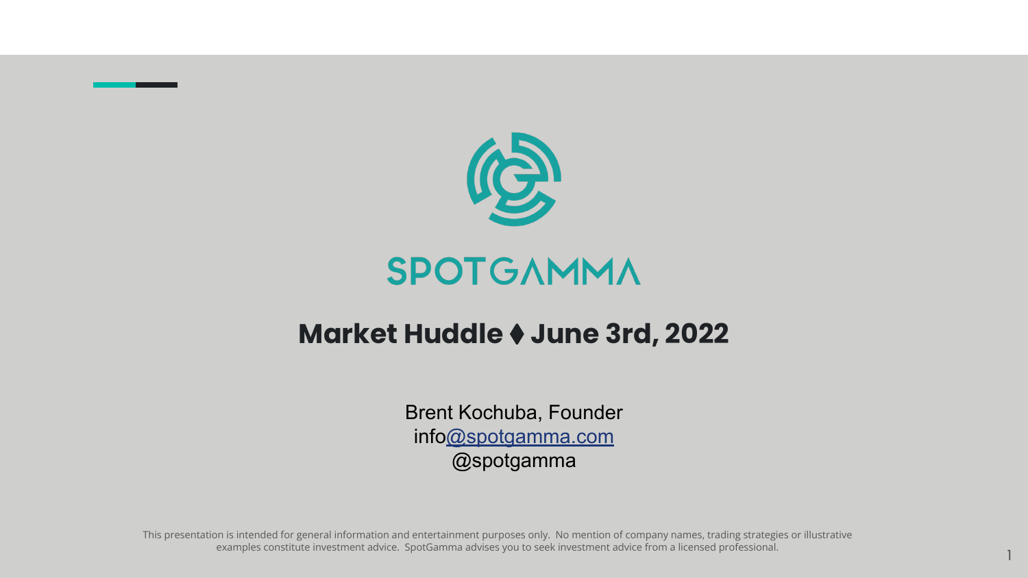# SPOTGAMMA

## Market Huddle ⧫ June 3rd, 2022

Brent Kochuba, Founder
info@spotgamma.com
@spotgamma

This presentation is intended for general information and entertainment purposes only. No mention of company names, trading strategies or illustrative examples constitute investment advice. SpotGamma advises you to seek investment advice from a licensed professional.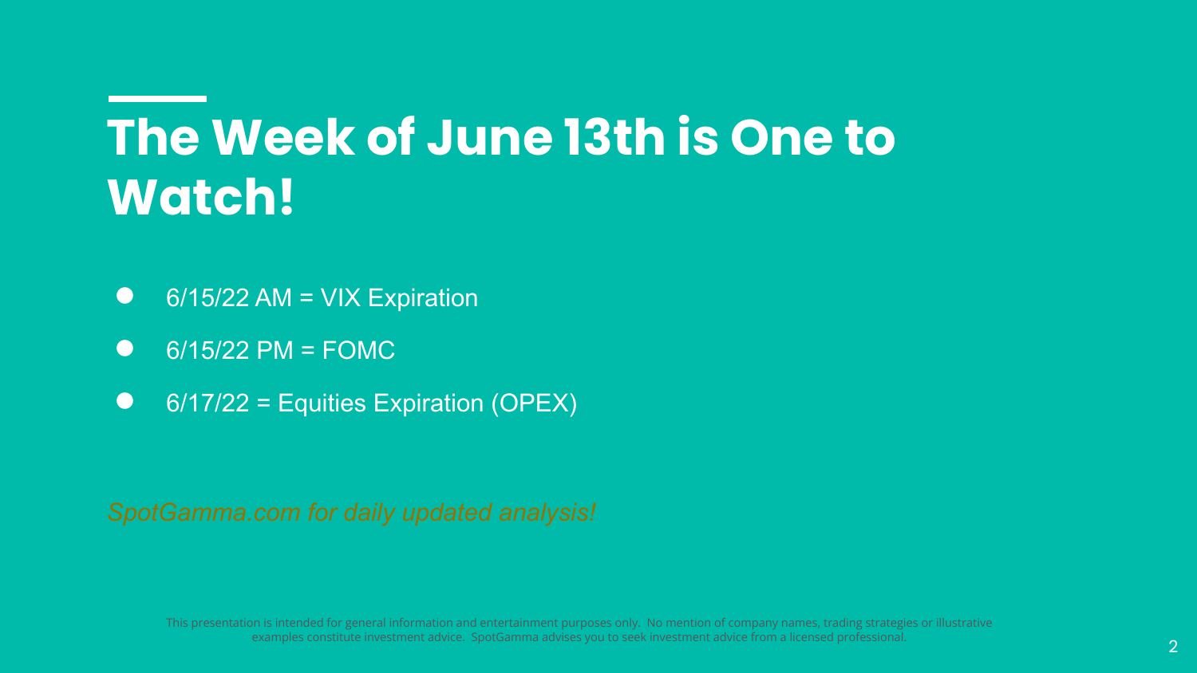# The Week of June 13th is One to Watch!

- 6/15/22 AM = VIX Expiration
- 6/15/22 PM = FOMC
- 6/17/22 = Equities Expiration (OPEX)

*SpotGamma.com for daily updated analysis!*

This presentation is intended for general information and entertainment purposes only. No mention of company names, trading strategies or illustrative examples constitute investment advice. SpotGamma advises you to seek investment advice from a licensed professional.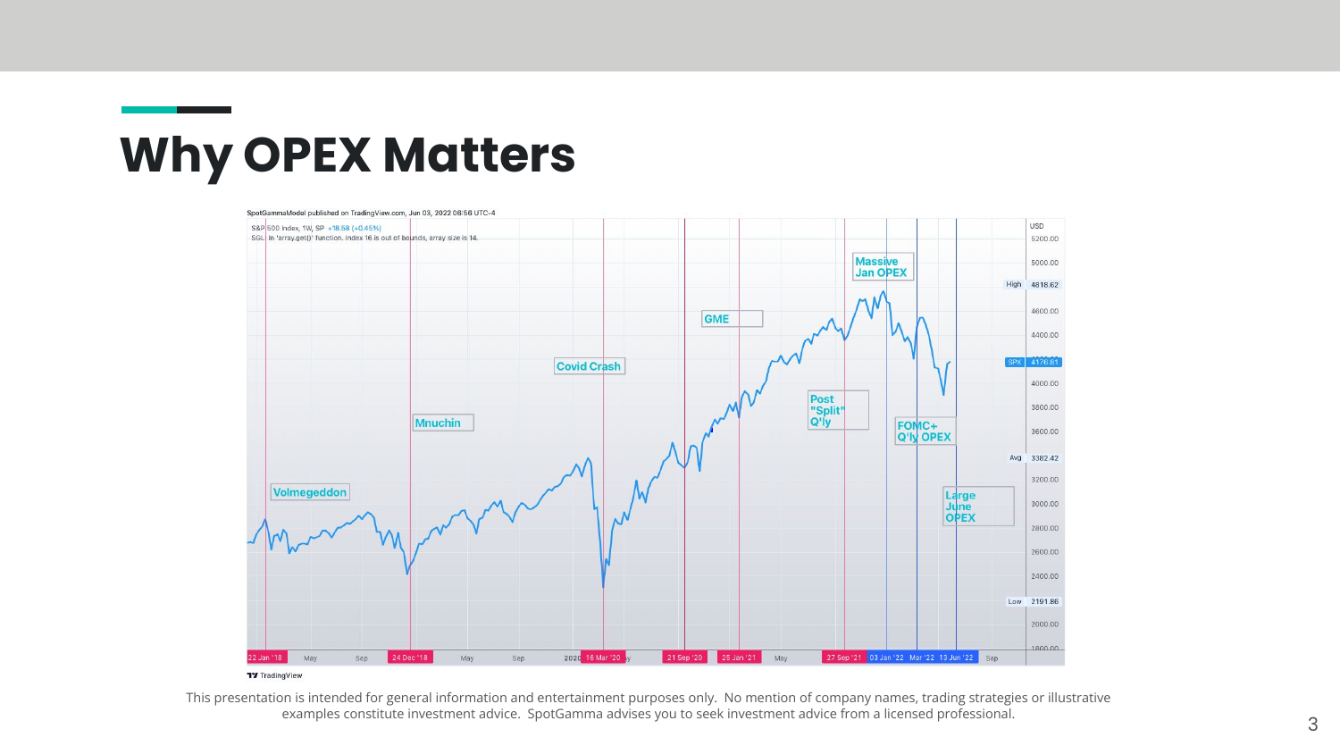# Why OPEX Matters

SpotGammaModel published on TradingView.com, Jun 03, 2022 08:56 UTC-4

S&P 500 Index, 1W, SP +18.58 (+0.45%)

SGL: In 'array.get()' function. Index 16 is out of bounds, array size is 14.

Volmegeddon

Mnuchin

Covid Crash

GME

Post "Split" Q'ly

Massive Jan OPEX

FOMC+ Q'ly OPEX

Large June OPEX

22 Jan '18 | May | Sep | 24 Dec '18 | May | Sep | 2020 16 Mar '20 | 21 Sep '20 | 25 Jan '21 | May | 27 Sep '21 | 03 Jan '22 | Mar '22 | 13 Jun '22 | Sep

USD | 5200.00 | 5000.00 | High 4818.62 | 4600.00 | 4400.00 | SPX 4176.81 | 4000.00 | 3800.00 | 3600.00 | Avg 3382.42 | 3200.00 | 3000.00 | 2800.00 | 2600.00 | 2400.00 | Low 2191.86 | 2000.00 | 1800.00

TradingView

This presentation is intended for general information and entertainment purposes only. No mention of company names, trading strategies or illustrative examples constitute investment advice. SpotGamma advises you to seek investment advice from a licensed professional.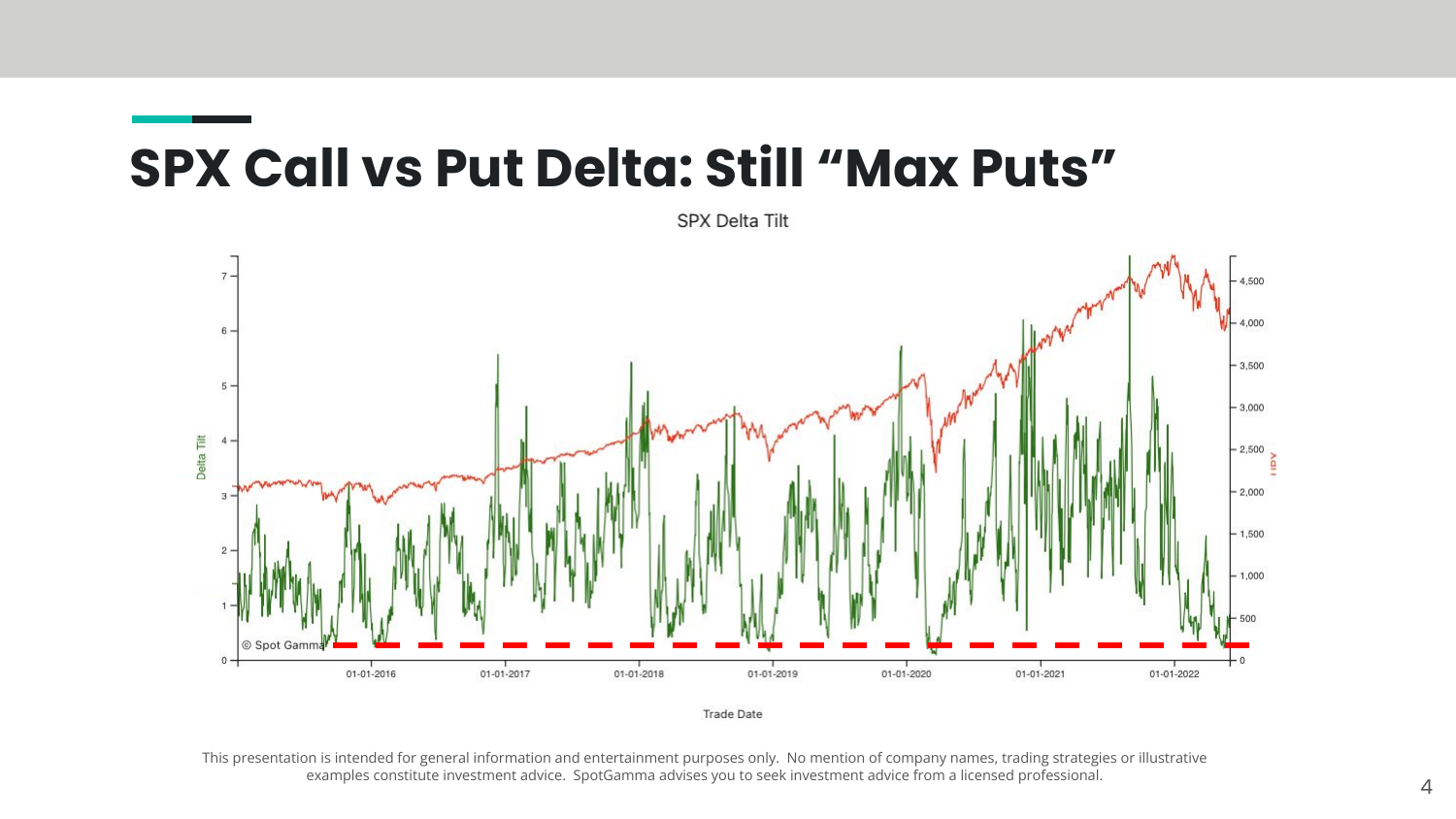# SPX Call vs Put Delta: Still "Max Puts"

SPX Delta Tilt

This presentation is intended for general information and entertainment purposes only. No mention of company names, trading strategies or illustrative examples constitute investment advice. SpotGamma advises you to seek investment advice from a licensed professional.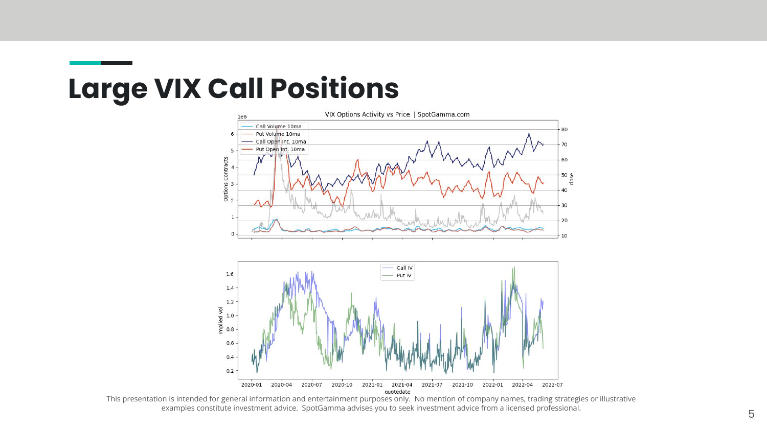# Large VIX Call Positions

This presentation is intended for general information and entertainment purposes only. No mention of company names, trading strategies or illustrative examples constitute investment advice. SpotGamma advises you to seek investment advice from a licensed professional.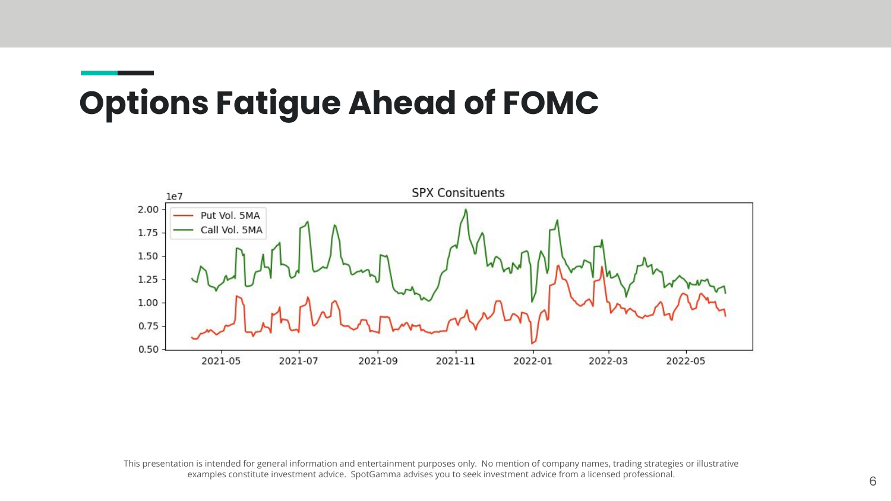# Options Fatigue Ahead of FOMC

This presentation is intended for general information and entertainment purposes only. No mention of company names, trading strategies or illustrative examples constitute investment advice. SpotGamma advises you to seek investment advice from a licensed professional.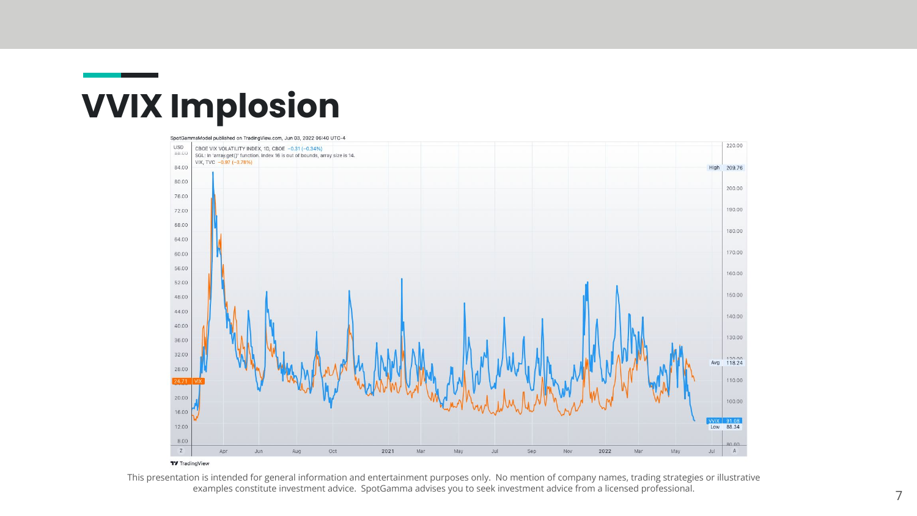# VVIX Implosion

This presentation is intended for general information and entertainment purposes only. No mention of company names, trading strategies or illustrative examples constitute investment advice. SpotGamma advises you to seek investment advice from a licensed professional.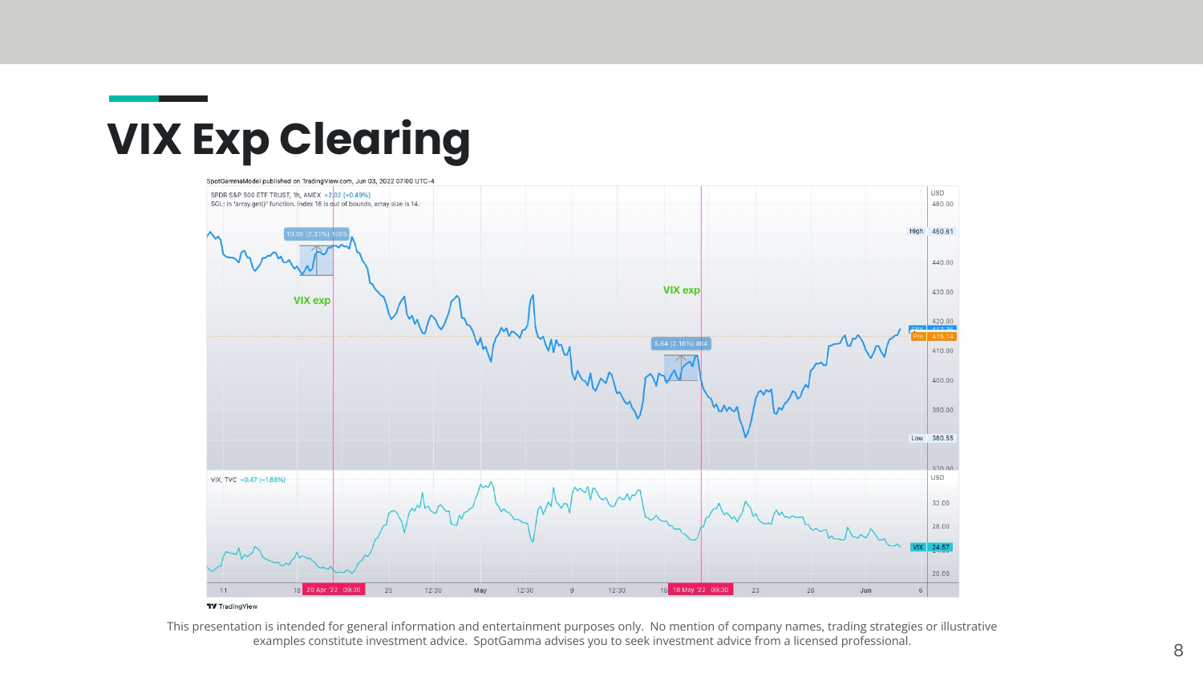# VIX Exp Clearing

SpotGammaModel published on TradingView.com, Jun 03, 2022 07:00 UTC-4

SPDR S&P 500 ETF TRUST, 1h, AMEX +2.02 (+0.49%)

SGL: In 'array.get()' function. Index 16 is out of bounds, array size is 14.

VIX exp

10.06 (2.31%) 1005

VIX exp

8.64 (2.16%) 864

VIX, TVC −0.47 (−1.88%)

20 Apr '22 09:30

18 May '22 09:30

This presentation is intended for general information and entertainment purposes only. No mention of company names, trading strategies or illustrative examples constitute investment advice. SpotGamma advises you to seek investment advice from a licensed professional.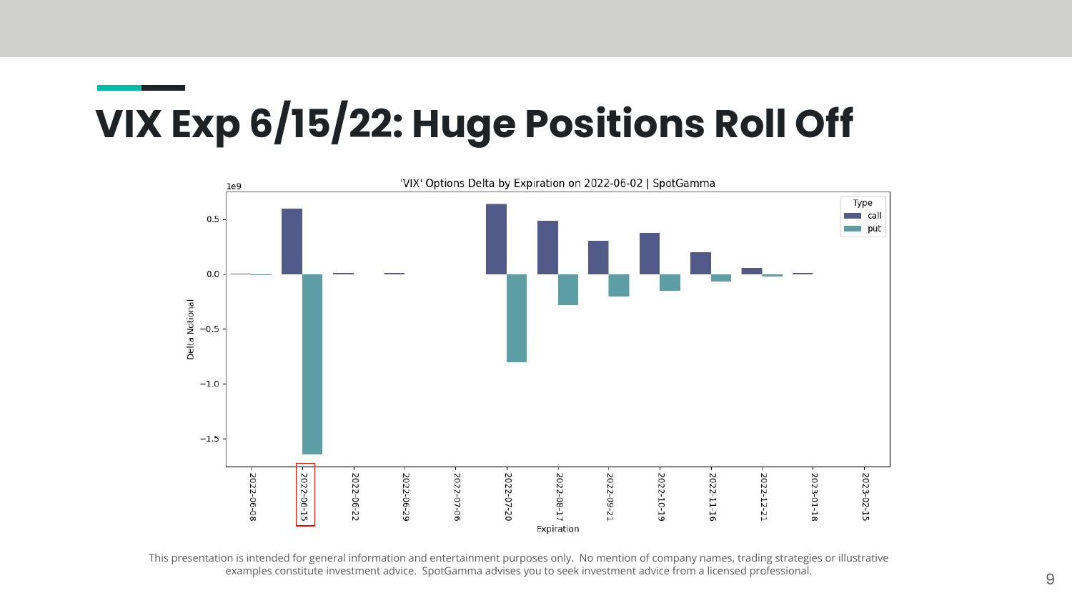# VIX Exp 6/15/22: Huge Positions Roll Off

This presentation is intended for general information and entertainment purposes only. No mention of company names, trading strategies or illustrative examples constitute investment advice. SpotGamma advises you to seek investment advice from a licensed professional.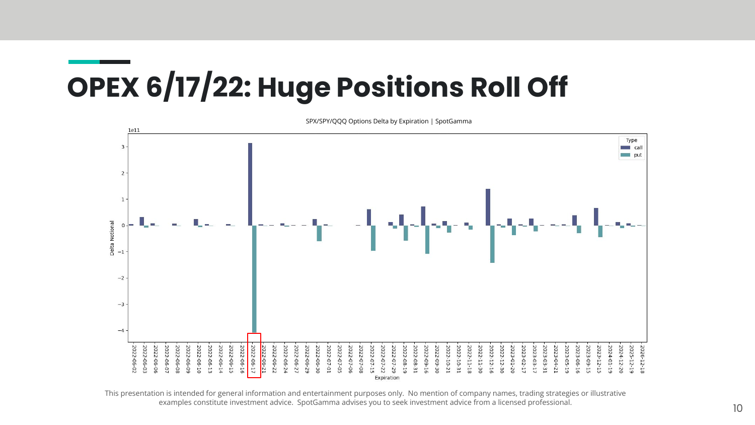# OPEX 6/17/22: Huge Positions Roll Off

SPX/SPY/QQQ Options Delta by Expiration | SpotGamma

1e11

3
2
1
0
−1
−2
−3
−4

Delta Notional

Type
call
put

2022-06-02
2022-06-03
2022-06-06
2022-06-07
2022-06-08
2022-06-09
2022-06-10
2022-06-13
2022-06-14
2022-06-15
2022-06-16
2022-06-17
2022-06-21
2022-06-22
2022-06-24
2022-06-27
2022-06-29
2022-06-30
2022-07-01
2022-07-05
2022-07-06
2022-07-08
2022-07-15
2022-07-22
2022-07-29
2022-08-19
2022-08-31
2022-09-16
2022-09-30
2022-10-21
2022-10-31
2022-11-18
2022-11-30
2022-12-16
2022-12-30
2023-01-20
2023-02-17
2023-03-17
2023-03-31
2023-04-21
2023-05-19
2023-06-16
2023-09-15
2023-12-15
2024-01-19
2024-12-20
2025-12-19
2026-12-18

Expiration

This presentation is intended for general information and entertainment purposes only. No mention of company names, trading strategies or illustrative examples constitute investment advice. SpotGamma advises you to seek investment advice from a licensed professional.